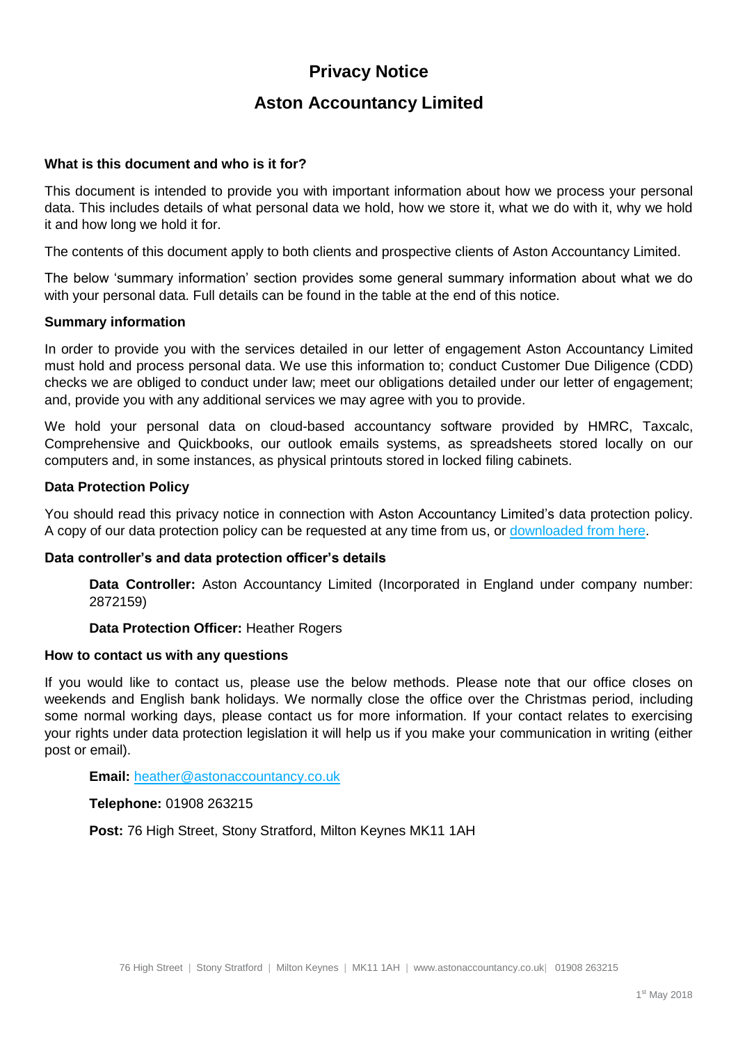# Privacy Notice

# Aston Accountancy Limited

### What is this document and who is it for?

This document is intended to provide you with important information about how we process your personal data. This includes details of what personal data we hold, how we store it, what we do with it, why we hold it and how long we hold it for.

The contents of this document apply to both clients and prospective clients of Aston Accountancy Limited.

The below 'summary information' section provides some general summary information about what we do with your personal data. Full details can be found in the table at the end of this notice.

### Summary information

In order to provide you with the services detailed in our letter of engagement Aston Accountancy Limited must hold and process personal data. We use this information to; conduct Customer Due Diligence (CDD) checks we are obliged to conduct under law; meet our obligations detailed under our letter of engagement; and, provide you with any additional services we may agree with you to provide.

We hold your personal data on cloud-based accountancy software provided by HMRC, Taxcalc, Comprehensive and Quickbooks, our outlook emails systems, as spreadsheets stored locally on our computers and, in some instances, as physical printouts stored in locked filing cabinets.

### Data Protection Policy

You should read this privacy notice in connection with Aston Accountancy Limited's data protection policy. A copy of our data protection policy can be requested at any time from us, or downloaded from here.

### Data controller's and data protection officer's details

**Data Controller:** Aston Accountancy Limited (Incorporated in England under company number: 2872159)

**Data Protection Officer:** Heather Rogers

### How to contact us with any questions

If you would like to contact us, please use the below methods. Please note that our office closes on weekends and English bank holidays. We normally close the office over the Christmas period, including some normal working days, please contact us for more information. If your contact relates to exercising your rights under data protection legislation it will help us if you make your communication in writing (either post or email).

**Email:** heather@astonaccountancy.co.uk

**Telephone:** 01908 263215

**Post:** 76 High Street, Stony Stratford, Milton Keynes MK11 1AH

1st May 2018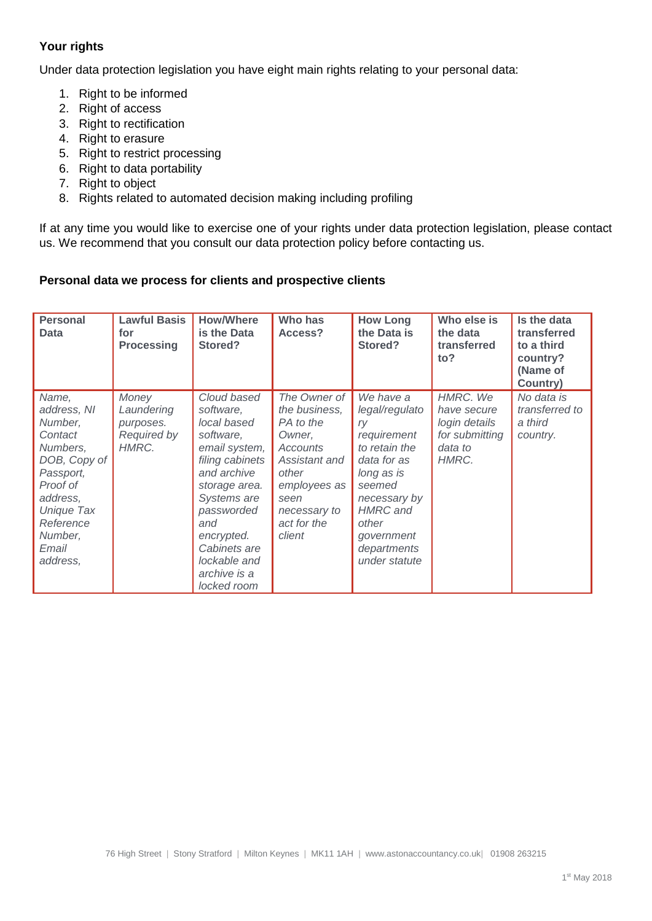**Your rights**

Under data protection legislation you have eight main rights relating to your personal data:

1. Right to be informed
2. Right of access
3. Right to rectification
4. Right to erasure
5. Right to restrict processing
6. Right to data portability
7. Right to object
8. Rights related to automated decision making including profiling

If at any time you would like to exercise one of your rights under data protection legislation, please contact us. We recommend that you consult our data protection policy before contacting us.

**Personal data we process for clients and prospective clients**

| Personal Data | Lawful Basis for Processing | How/Where is the Data Stored? | Who has Access? | How Long the Data is Stored? | Who else is the data transferred to? | Is the data transferred to a third country? (Name of Country) |
|---|---|---|---|---|---|---|
| *Name, address, NI Number, Contact Numbers, DOB, Copy of Passport, Proof of address, Unique Tax Reference Number, Email address,* | *Money Laundering purposes. Required by HMRC.* | *Cloud based software, local based software, email system, filing cabinets and archive storage area. Systems are passworded and encrypted. Cabinets are lockable and archive is a locked room* | *The Owner of the business, PA to the Owner, Accounts Assistant and other employees as seen necessary to act for the client* | *We have a legal/regulatory requirement to retain the data for as long as is seemed necessary by HMRC and other government departments under statute* | *HMRC. We have secure login details for submitting data to HMRC.* | *No data is transferred to a third country.* |

76 High Street | Stony Stratford | Milton Keynes | MK11 1AH | www.astonaccountancy.co.uk | 01908 263215

1st May 2018